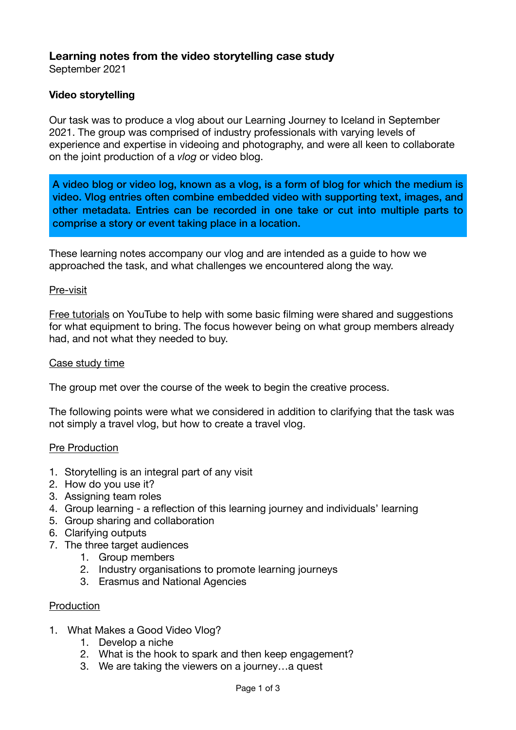# Learning notes from the video storytelling case study

September 2021

## Video storytelling

Our task was to produce a vlog about our Learning Journey to Iceland in September 2021. The group was comprised of industry professionals with varying levels of experience and expertise in videoing and photography, and were all keen to collaborate on the joint production of a *vlog* or video blog.

> **A video blog or video log, known as a vlog, is a form of blog for which the medium is video. Vlog entries often combine embedded video with supporting text, images, and other metadata. Entries can be recorded in one take or cut into multiple parts to comprise a story or event taking place in a location.**

These learning notes accompany our vlog and are intended as a guide to how we approached the task, and what challenges we encountered along the way.

### Pre-visit

Free tutorials on YouTube to help with some basic filming were shared and suggestions for what equipment to bring. The focus however being on what group members already had, and not what they needed to buy.

### Case study time

The group met over the course of the week to begin the creative process.

The following points were what we considered in addition to clarifying that the task was not simply a travel vlog, but how to create a travel vlog.

### Pre Production

1. Storytelling is an integral part of any visit
2. How do you use it?
3. Assigning team roles
4. Group learning - a reflection of this learning journey and individuals' learning
5. Group sharing and collaboration
6. Clarifying outputs
7. The three target audiences
    1. Group members
    2. Industry organisations to promote learning journeys
    3. Erasmus and National Agencies

### Production

1. What Makes a Good Video Vlog?
    1. Develop a niche
    2. What is the hook to spark and then keep engagement?
    3. We are taking the viewers on a journey…a quest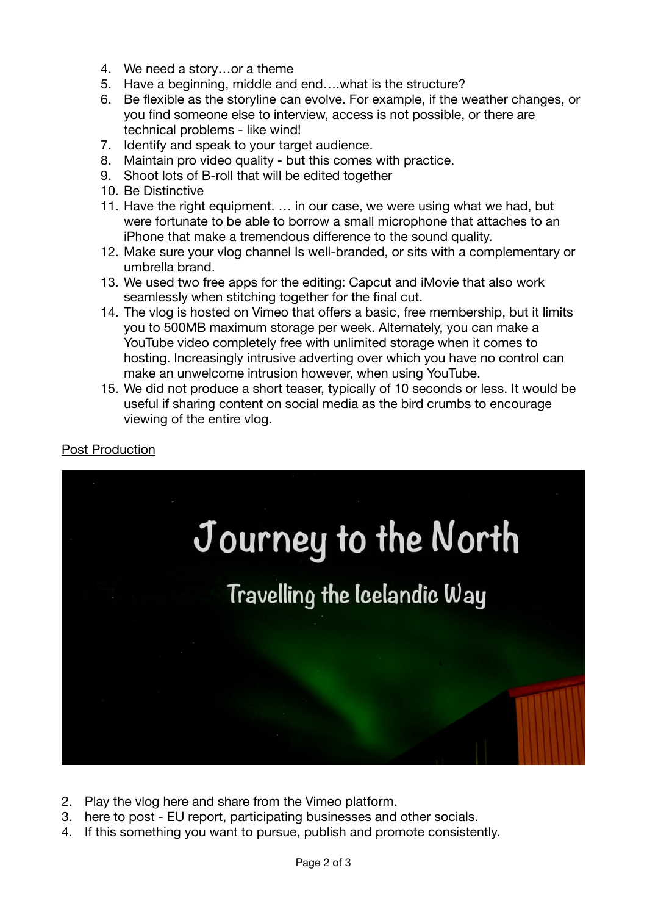4. We need a story…or a theme
5. Have a beginning, middle and end….what is the structure?
6. Be flexible as the storyline can evolve. For example, if the weather changes, or you find someone else to interview, access is not possible, or there are technical problems - like wind!
7. Identify and speak to your target audience.
8. Maintain pro video quality - but this comes with practice.
9. Shoot lots of B-roll that will be edited together
10. Be Distinctive
11. Have the right equipment. … in our case, we were using what we had, but were fortunate to be able to borrow a small microphone that attaches to an iPhone that make a tremendous difference to the sound quality.
12. Make sure your vlog channel Is well-branded, or sits with a complementary or umbrella brand.
13. We used two free apps for the editing: Capcut and iMovie that also work seamlessly when stitching together for the final cut.
14. The vlog is hosted on Vimeo that offers a basic, free membership, but it limits you to 500MB maximum storage per week. Alternately, you can make a YouTube video completely free with unlimited storage when it comes to hosting. Increasingly intrusive adverting over which you have no control can make an unwelcome intrusion however, when using YouTube.
15. We did not produce a short teaser, typically of 10 seconds or less. It would be useful if sharing content on social media as the bird crumbs to encourage viewing of the entire vlog.

<u>Post Production</u>

Journey to the North

Travelling the Icelandic Way

2. Play the vlog here and share from the Vimeo platform.
3. here to post - EU report, participating businesses and other socials.
4. If this something you want to pursue, publish and promote consistently.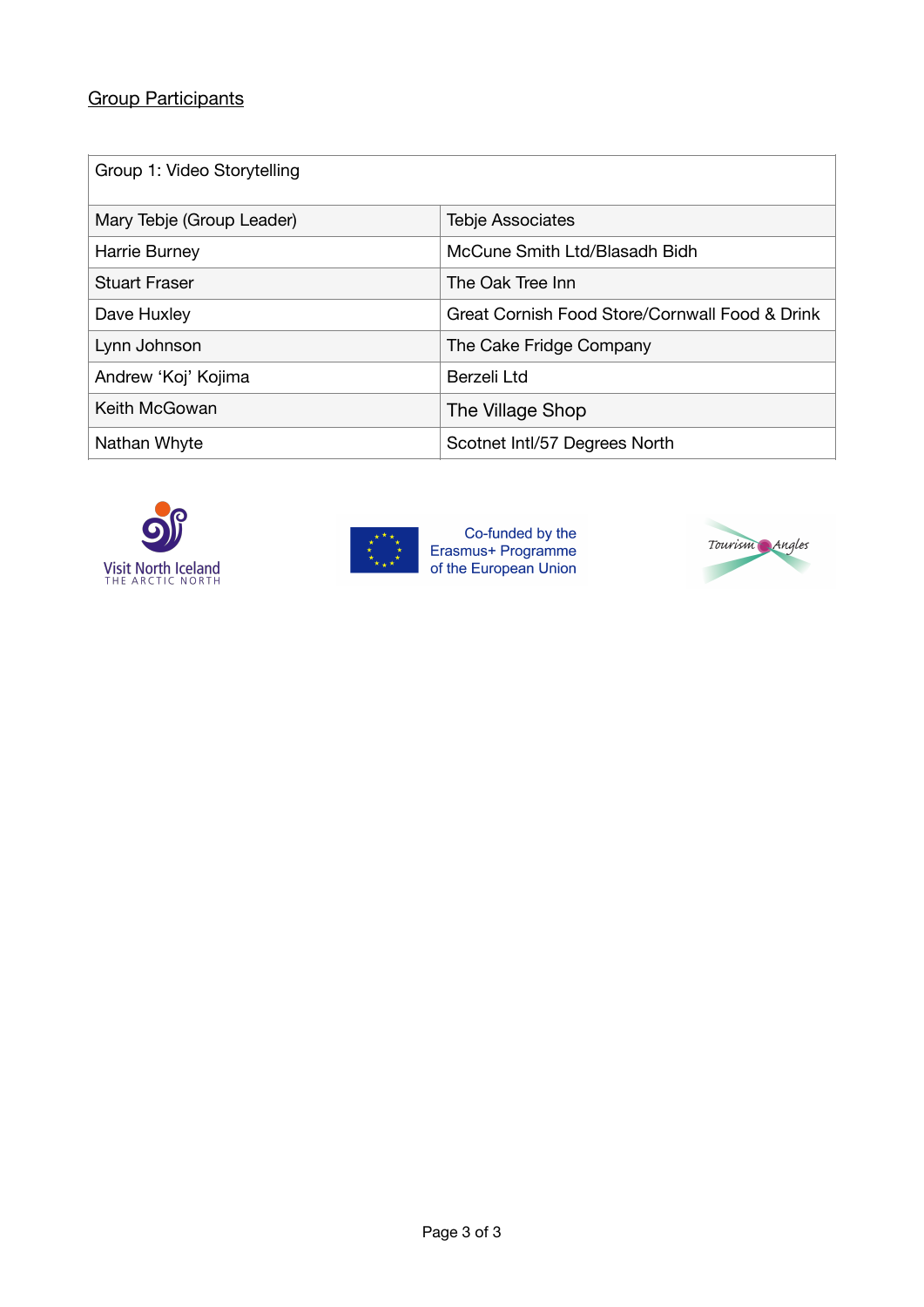Group Participants

| Group 1: Video Storytelling | |
|---|---|
| Mary Tebje (Group Leader) | Tebje Associates |
| Harrie Burney | McCune Smith Ltd/Blasadh Bidh |
| Stuart Fraser | The Oak Tree Inn |
| Dave Huxley | Great Cornish Food Store/Cornwall Food & Drink |
| Lynn Johnson | The Cake Fridge Company |
| Andrew 'Koj' Kojima | Berzeli Ltd |
| Keith McGowan | The Village Shop |
| Nathan Whyte | Scotnet Intl/57 Degrees North |

Visit North Iceland
THE ARCTIC NORTH

Co-funded by the Erasmus+ Programme of the European Union

Tourism Angles